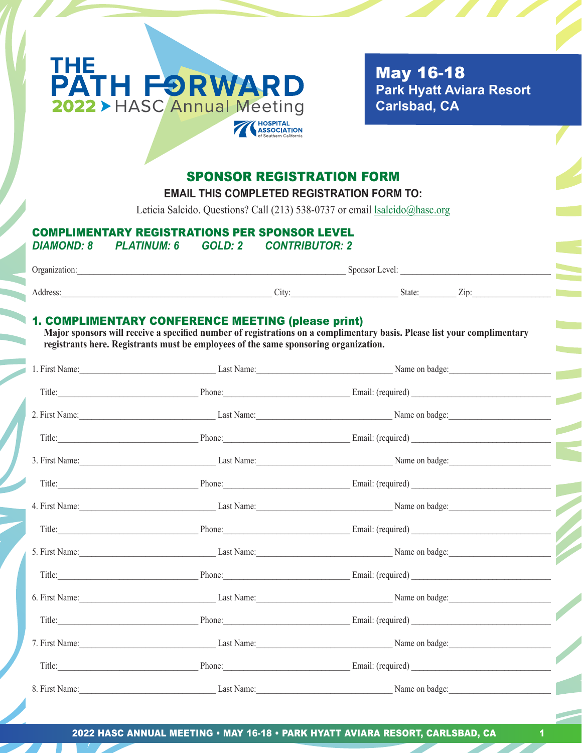# THE PATH FORWARD
## 2022 > HASC Annual Meeting

HOSPITAL ASSOCIATION of Southern California

**May 16-18**
**Park Hyatt Aviara Resort**
**Carlsbad, CA**

## SPONSOR REGISTRATION FORM

**EMAIL THIS COMPLETED REGISTRATION FORM TO:**

Leticia Salcido. Questions? Call (213) 538-0737 or email lsalcido@hasc.org

### COMPLIMENTARY REGISTRATIONS PER SPONSOR LEVEL

***DIAMOND: 8 PLATINUM: 6 GOLD: 2 CONTRIBUTOR: 2***

Organization:_______________________________ Sponsor Level: _______________________

Address:_______________________________ City:_______________ State:________ Zip:_______________

### 1. COMPLIMENTARY CONFERENCE MEETING (please print)

**Major sponsors will receive a specified number of registrations on a complimentary basis. Please list your complimentary registrants here. Registrants must be employees of the same sponsoring organization.**

1. First Name:_______________ Last Name:_______________ Name on badge:_______________
   Title:_______________ Phone:_______________ Email: (required) _______________

2. First Name:_______________ Last Name:_______________ Name on badge:_______________
   Title:_______________ Phone:_______________ Email: (required) _______________

3. First Name:_______________ Last Name:_______________ Name on badge:_______________
   Title:_______________ Phone:_______________ Email: (required) _______________

4. First Name:_______________ Last Name:_______________ Name on badge:_______________
   Title:_______________ Phone:_______________ Email: (required) _______________

5. First Name:_______________ Last Name:_______________ Name on badge:_______________
   Title:_______________ Phone:_______________ Email: (required) _______________

6. First Name:_______________ Last Name:_______________ Name on badge:_______________
   Title:_______________ Phone:_______________ Email: (required) _______________

7. First Name:_______________ Last Name:_______________ Name on badge:_______________
   Title:_______________ Phone:_______________ Email: (required) _______________

8. First Name:_______________ Last Name:_______________ Name on badge:_______________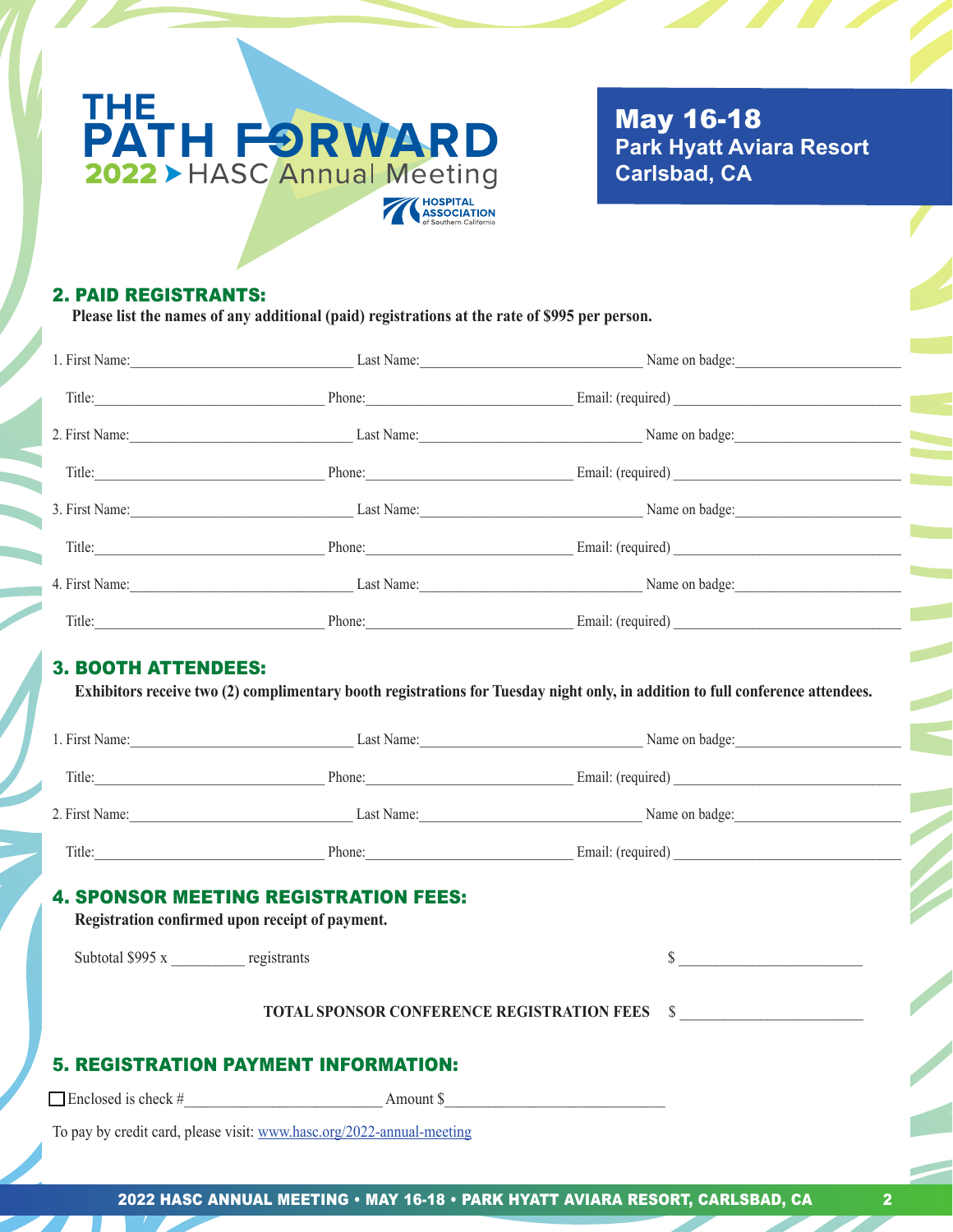# THE PATH FORWARD

**2022 ▸ HASC Annual Meeting**

HOSPITAL ASSOCIATION of Southern California

**May 16-18**
**Park Hyatt Aviara Resort**
**Carlsbad, CA**

## 2. PAID REGISTRANTS:

**Please list the names of any additional (paid) registrations at the rate of $995 per person.**

1. First Name:______________________ Last Name:______________________ Name on badge:______________________

   Title:______________________ Phone:______________________ Email: (required) ______________________

2. First Name:______________________ Last Name:______________________ Name on badge:______________________

   Title:______________________ Phone:______________________ Email: (required) ______________________

3. First Name:______________________ Last Name:______________________ Name on badge:______________________

   Title:______________________ Phone:______________________ Email: (required) ______________________

4. First Name:______________________ Last Name:______________________ Name on badge:______________________

   Title:______________________ Phone:______________________ Email: (required) ______________________

## 3. BOOTH ATTENDEES:

**Exhibitors receive two (2) complimentary booth registrations for Tuesday night only, in addition to full conference attendees.**

1. First Name:______________________ Last Name:______________________ Name on badge:______________________

   Title:______________________ Phone:______________________ Email: (required) ______________________

2. First Name:______________________ Last Name:______________________ Name on badge:______________________

   Title:______________________ Phone:______________________ Email: (required) ______________________

## 4. SPONSOR MEETING REGISTRATION FEES:

**Registration confirmed upon receipt of payment.**

Subtotal $995 x __________ registrants $ ______________________

**TOTAL SPONSOR CONFERENCE REGISTRATION FEES** $ ______________________

## 5. REGISTRATION PAYMENT INFORMATION:

☐ Enclosed is check #______________________ Amount $______________________

To pay by credit card, please visit: www.hasc.org/2022-annual-meeting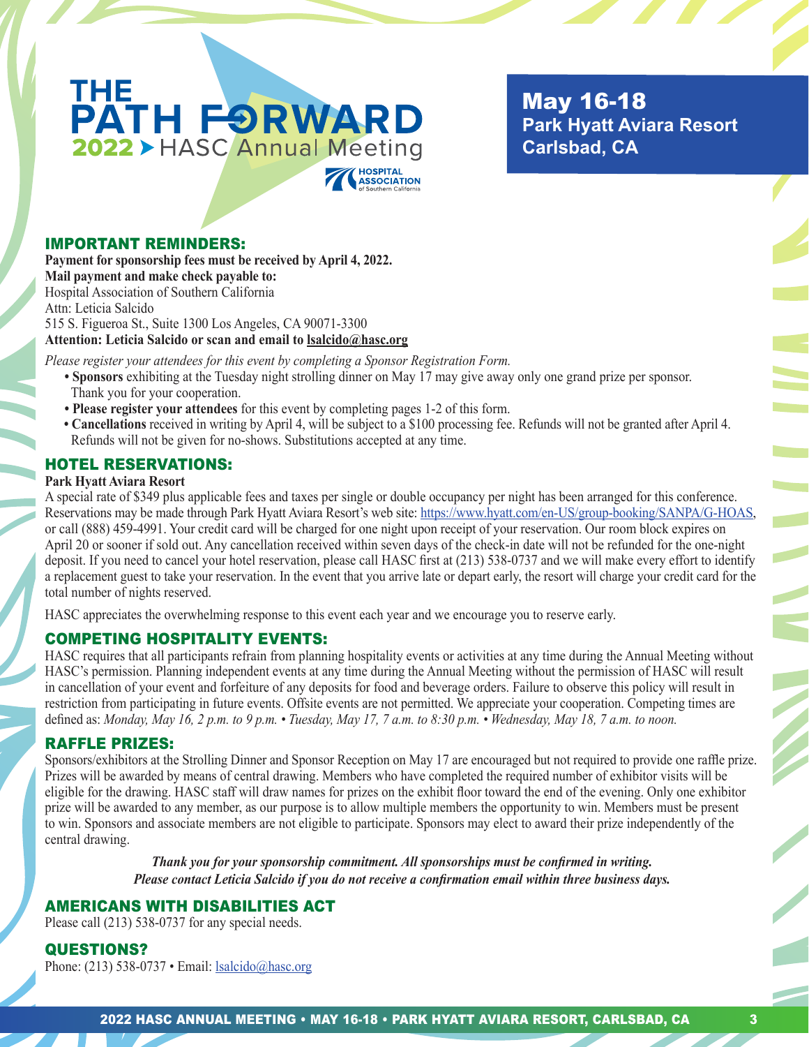# THE PATH FORWARD

## 2022 ▸ HASC Annual Meeting

HOSPITAL ASSOCIATION of Southern California

**May 16-18**
**Park Hyatt Aviara Resort**
**Carlsbad, CA**

## IMPORTANT REMINDERS:

**Payment for sponsorship fees must be received by April 4, 2022.**
**Mail payment and make check payable to:**
Hospital Association of Southern California
Attn: Leticia Salcido
515 S. Figueroa St., Suite 1300 Los Angeles, CA 90071-3300
**Attention: Leticia Salcido or scan and email to lsalcido@hasc.org**

*Please register your attendees for this event by completing a Sponsor Registration Form.*

- **Sponsors** exhibiting at the Tuesday night strolling dinner on May 17 may give away only one grand prize per sponsor. Thank you for your cooperation.
- **Please register your attendees** for this event by completing pages 1-2 of this form.
- **Cancellations** received in writing by April 4, will be subject to a $100 processing fee. Refunds will not be granted after April 4. Refunds will not be given for no-shows. Substitutions accepted at any time.

## HOTEL RESERVATIONS:

**Park Hyatt Aviara Resort**
A special rate of $349 plus applicable fees and taxes per single or double occupancy per night has been arranged for this conference. Reservations may be made through Park Hyatt Aviara Resort's web site: https://www.hyatt.com/en-US/group-booking/SANPA/G-HOAS, or call (888) 459-4991. Your credit card will be charged for one night upon receipt of your reservation. Our room block expires on April 20 or sooner if sold out. Any cancellation received within seven days of the check-in date will not be refunded for the one-night deposit. If you need to cancel your hotel reservation, please call HASC first at (213) 538-0737 and we will make every effort to identify a replacement guest to take your reservation. In the event that you arrive late or depart early, the resort will charge your credit card for the total number of nights reserved.

HASC appreciates the overwhelming response to this event each year and we encourage you to reserve early.

## COMPETING HOSPITALITY EVENTS:

HASC requires that all participants refrain from planning hospitality events or activities at any time during the Annual Meeting without HASC's permission. Planning independent events at any time during the Annual Meeting without the permission of HASC will result in cancellation of your event and forfeiture of any deposits for food and beverage orders. Failure to observe this policy will result in restriction from participating in future events. Offsite events are not permitted. We appreciate your cooperation. Competing times are defined as: *Monday, May 16, 2 p.m. to 9 p.m. • Tuesday, May 17, 7 a.m. to 8:30 p.m. • Wednesday, May 18, 7 a.m. to noon.*

## RAFFLE PRIZES:

Sponsors/exhibitors at the Strolling Dinner and Sponsor Reception on May 17 are encouraged but not required to provide one raffle prize. Prizes will be awarded by means of central drawing. Members who have completed the required number of exhibitor visits will be eligible for the drawing. HASC staff will draw names for prizes on the exhibit floor toward the end of the evening. Only one exhibitor prize will be awarded to any member, as our purpose is to allow multiple members the opportunity to win. Members must be present to win. Sponsors and associate members are not eligible to participate. Sponsors may elect to award their prize independently of the central drawing.

***Thank you for your sponsorship commitment. All sponsorships must be confirmed in writing.***
***Please contact Leticia Salcido if you do not receive a confirmation email within three business days.***

## AMERICANS WITH DISABILITIES ACT

Please call (213) 538-0737 for any special needs.

## QUESTIONS?

Phone: (213) 538-0737 • Email: lsalcido@hasc.org